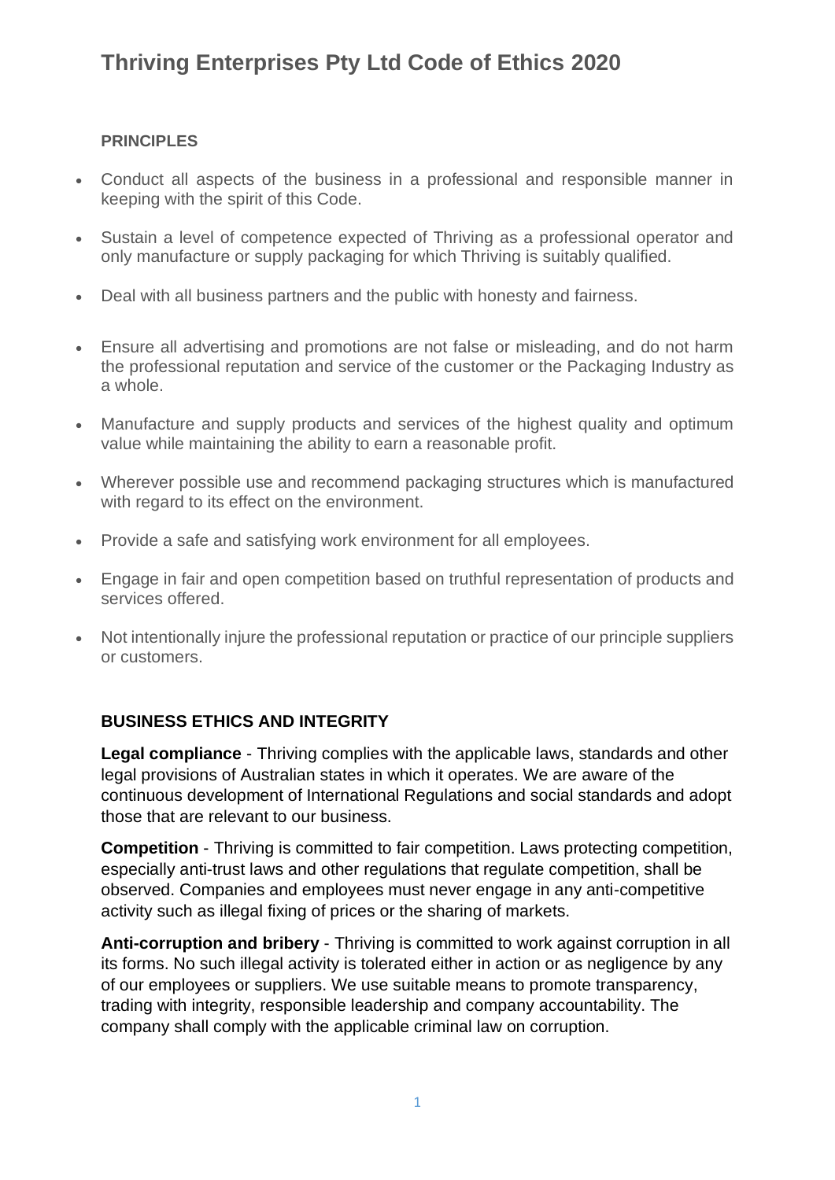# Thriving Enterprises Pty Ltd Code of Ethics 2020

**PRINCIPLES**

- Conduct all aspects of the business in a professional and responsible manner in keeping with the spirit of this Code.
- Sustain a level of competence expected of Thriving as a professional operator and only manufacture or supply packaging for which Thriving is suitably qualified.
- Deal with all business partners and the public with honesty and fairness.
- Ensure all advertising and promotions are not false or misleading, and do not harm the professional reputation and service of the customer or the Packaging Industry as a whole.
- Manufacture and supply products and services of the highest quality and optimum value while maintaining the ability to earn a reasonable profit.
- Wherever possible use and recommend packaging structures which is manufactured with regard to its effect on the environment.
- Provide a safe and satisfying work environment for all employees.
- Engage in fair and open competition based on truthful representation of products and services offered.
- Not intentionally injure the professional reputation or practice of our principle suppliers or customers.

## BUSINESS ETHICS AND INTEGRITY

**Legal compliance** - Thriving complies with the applicable laws, standards and other legal provisions of Australian states in which it operates. We are aware of the continuous development of International Regulations and social standards and adopt those that are relevant to our business.

**Competition** - Thriving is committed to fair competition. Laws protecting competition, especially anti-trust laws and other regulations that regulate competition, shall be observed. Companies and employees must never engage in any anti-competitive activity such as illegal fixing of prices or the sharing of markets.

**Anti-corruption and bribery** - Thriving is committed to work against corruption in all its forms. No such illegal activity is tolerated either in action or as negligence by any of our employees or suppliers. We use suitable means to promote transparency, trading with integrity, responsible leadership and company accountability. The company shall comply with the applicable criminal law on corruption.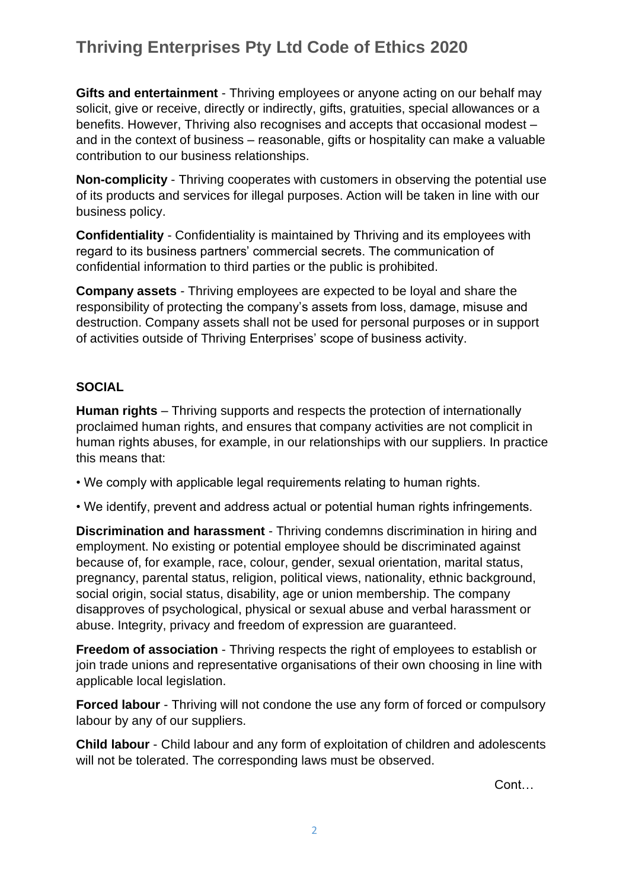**Gifts and entertainment** - Thriving employees or anyone acting on our behalf may solicit, give or receive, directly or indirectly, gifts, gratuities, special allowances or a benefits. However, Thriving also recognises and accepts that occasional modest – and in the context of business – reasonable, gifts or hospitality can make a valuable contribution to our business relationships.

**Non-complicity** - Thriving cooperates with customers in observing the potential use of its products and services for illegal purposes. Action will be taken in line with our business policy.

**Confidentiality** - Confidentiality is maintained by Thriving and its employees with regard to its business partners' commercial secrets. The communication of confidential information to third parties or the public is prohibited.

**Company assets** - Thriving employees are expected to be loyal and share the responsibility of protecting the company's assets from loss, damage, misuse and destruction. Company assets shall not be used for personal purposes or in support of activities outside of Thriving Enterprises' scope of business activity.

## SOCIAL

**Human rights** – Thriving supports and respects the protection of internationally proclaimed human rights, and ensures that company activities are not complicit in human rights abuses, for example, in our relationships with our suppliers. In practice this means that:

- We comply with applicable legal requirements relating to human rights.
- We identify, prevent and address actual or potential human rights infringements.

**Discrimination and harassment** - Thriving condemns discrimination in hiring and employment. No existing or potential employee should be discriminated against because of, for example, race, colour, gender, sexual orientation, marital status, pregnancy, parental status, religion, political views, nationality, ethnic background, social origin, social status, disability, age or union membership. The company disapproves of psychological, physical or sexual abuse and verbal harassment or abuse. Integrity, privacy and freedom of expression are guaranteed.

**Freedom of association** - Thriving respects the right of employees to establish or join trade unions and representative organisations of their own choosing in line with applicable local legislation.

**Forced labour** - Thriving will not condone the use any form of forced or compulsory labour by any of our suppliers.

**Child labour** - Child labour and any form of exploitation of children and adolescents will not be tolerated. The corresponding laws must be observed.

Cont…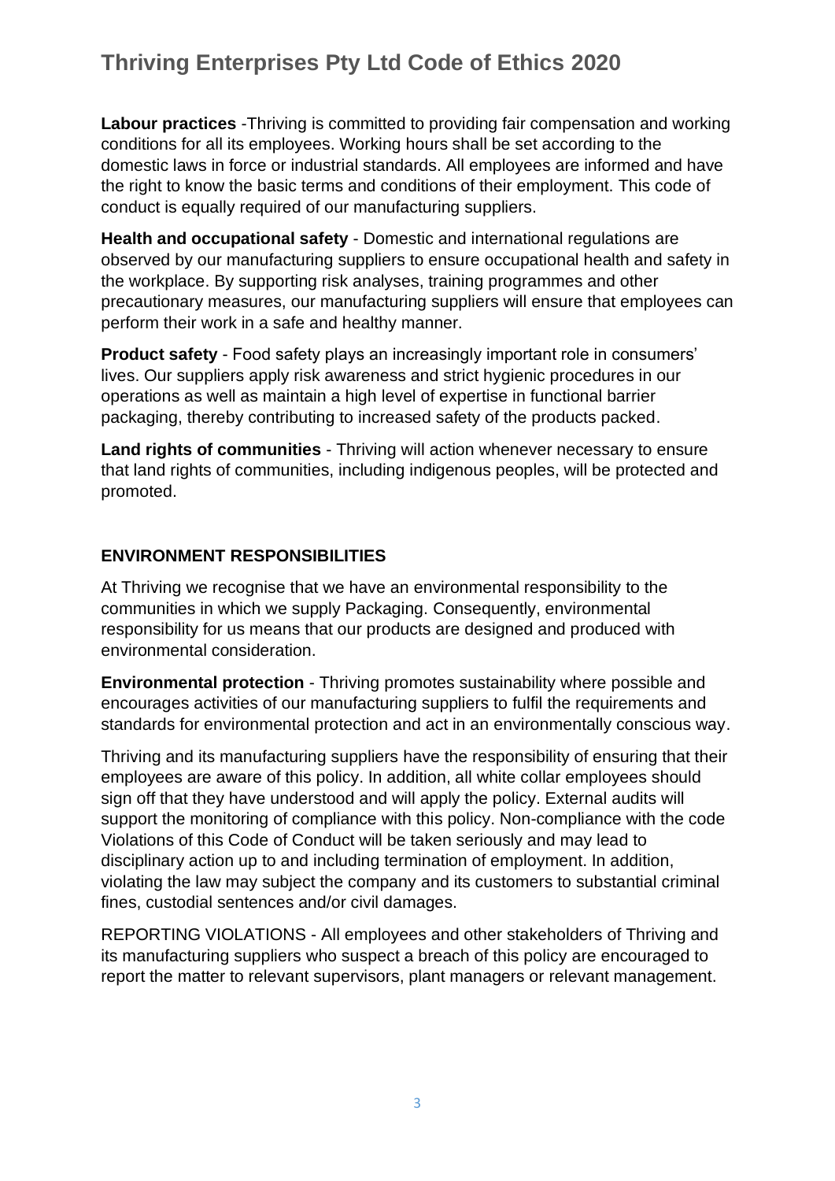# Thriving Enterprises Pty Ltd Code of Ethics 2020

**Labour practices** -Thriving is committed to providing fair compensation and working conditions for all its employees. Working hours shall be set according to the domestic laws in force or industrial standards. All employees are informed and have the right to know the basic terms and conditions of their employment. This code of conduct is equally required of our manufacturing suppliers.

**Health and occupational safety** - Domestic and international regulations are observed by our manufacturing suppliers to ensure occupational health and safety in the workplace. By supporting risk analyses, training programmes and other precautionary measures, our manufacturing suppliers will ensure that employees can perform their work in a safe and healthy manner.

**Product safety** - Food safety plays an increasingly important role in consumers' lives. Our suppliers apply risk awareness and strict hygienic procedures in our operations as well as maintain a high level of expertise in functional barrier packaging, thereby contributing to increased safety of the products packed.

**Land rights of communities** - Thriving will action whenever necessary to ensure that land rights of communities, including indigenous peoples, will be protected and promoted.

**ENVIRONMENT RESPONSIBILITIES**

At Thriving we recognise that we have an environmental responsibility to the communities in which we supply Packaging. Consequently, environmental responsibility for us means that our products are designed and produced with environmental consideration.

**Environmental protection** - Thriving promotes sustainability where possible and encourages activities of our manufacturing suppliers to fulfil the requirements and standards for environmental protection and act in an environmentally conscious way.

Thriving and its manufacturing suppliers have the responsibility of ensuring that their employees are aware of this policy. In addition, all white collar employees should sign off that they have understood and will apply the policy. External audits will support the monitoring of compliance with this policy. Non-compliance with the code Violations of this Code of Conduct will be taken seriously and may lead to disciplinary action up to and including termination of employment. In addition, violating the law may subject the company and its customers to substantial criminal fines, custodial sentences and/or civil damages.

REPORTING VIOLATIONS - All employees and other stakeholders of Thriving and its manufacturing suppliers who suspect a breach of this policy are encouraged to report the matter to relevant supervisors, plant managers or relevant management.